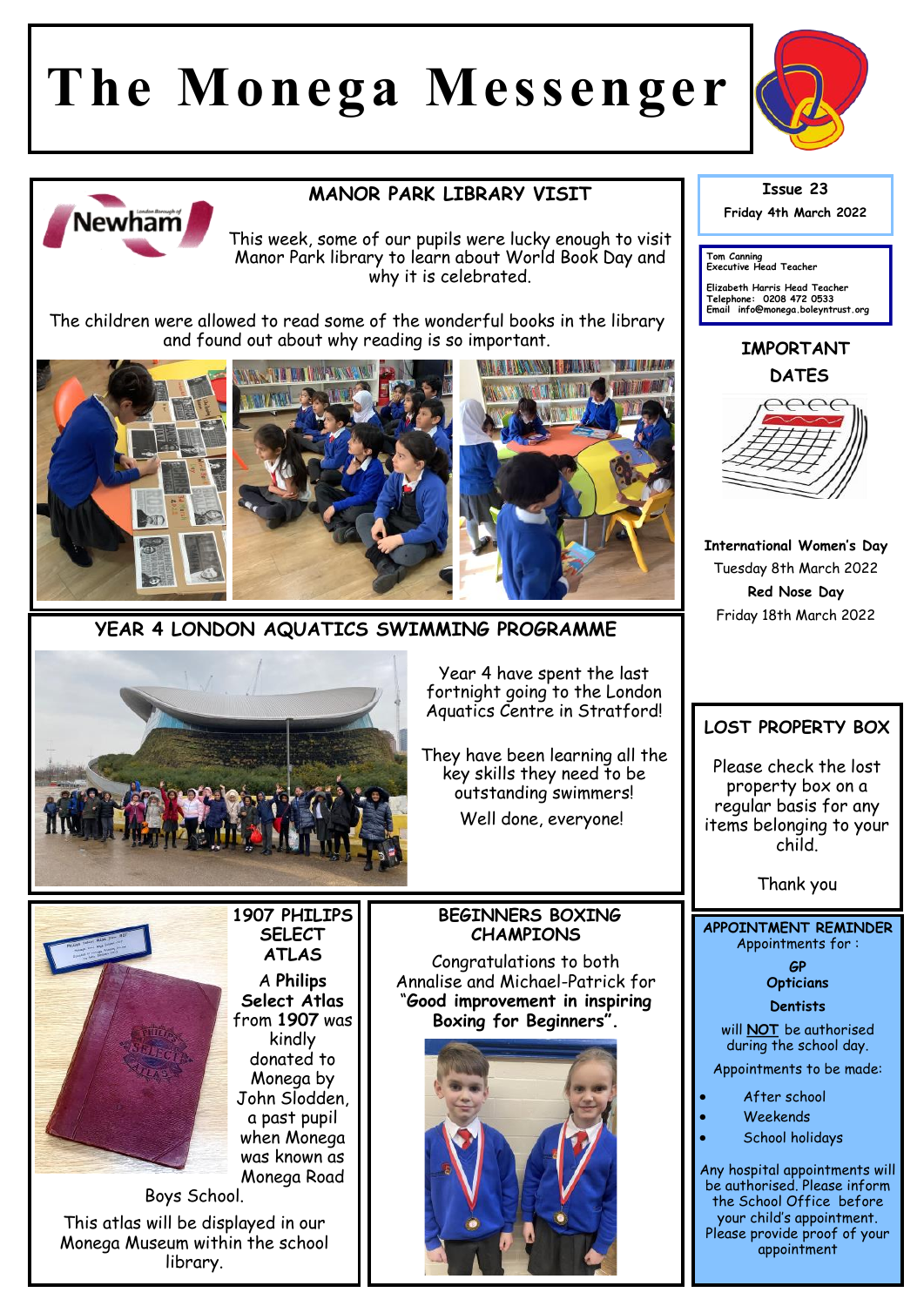# The Monega Messenger

## MANOR PARK LIBRARY VISIT

This week, some of our pupils were lucky enough to visit Manor Park library to learn about World Book Day and why it is celebrated.

The children were allowed to read some of the wonderful books in the library and found out about why reading is so important.

## YEAR 4 LONDON AQUATICS SWIMMING PROGRAMME

Year 4 have spent the last fortnight going to the London Aquatics Centre in Stratford!

They have been learning all the key skills they need to be outstanding swimmers!

Well done, everyone!

## 1907 PHILIPS SELECT ATLAS

A **Philips Select Atlas** from **1907** was kindly donated to Monega by John Slodden, a past pupil when Monega was known as Monega Road Boys School.

This atlas will be displayed in our Monega Museum within the school library.

## BEGINNERS BOXING CHAMPIONS

Congratulations to both Annalise and Michael-Patrick for "**Good improvement in inspiring Boxing for Beginners**".

---

**Issue 23**

**Friday 4th March 2022**

Tom Canning
Executive Head Teacher

Elizabeth Harris Head Teacher
Telephone: 0208 472 0533
Email info@monega.boleyntrust.org

## IMPORTANT DATES

**International Women's Day**
Tuesday 8th March 2022

**Red Nose Day**
Friday 18th March 2022

## LOST PROPERTY BOX

Please check the lost property box on a regular basis for any items belonging to your child.

Thank you

## APPOINTMENT REMINDER

Appointments for :

**GP**
**Opticians**
**Dentists**

will **NOT** be authorised during the school day.

Appointments to be made:

- After school
- Weekends
- School holidays

Any hospital appointments will be authorised. Please inform the School Office before your child's appointment. Please provide proof of your appointment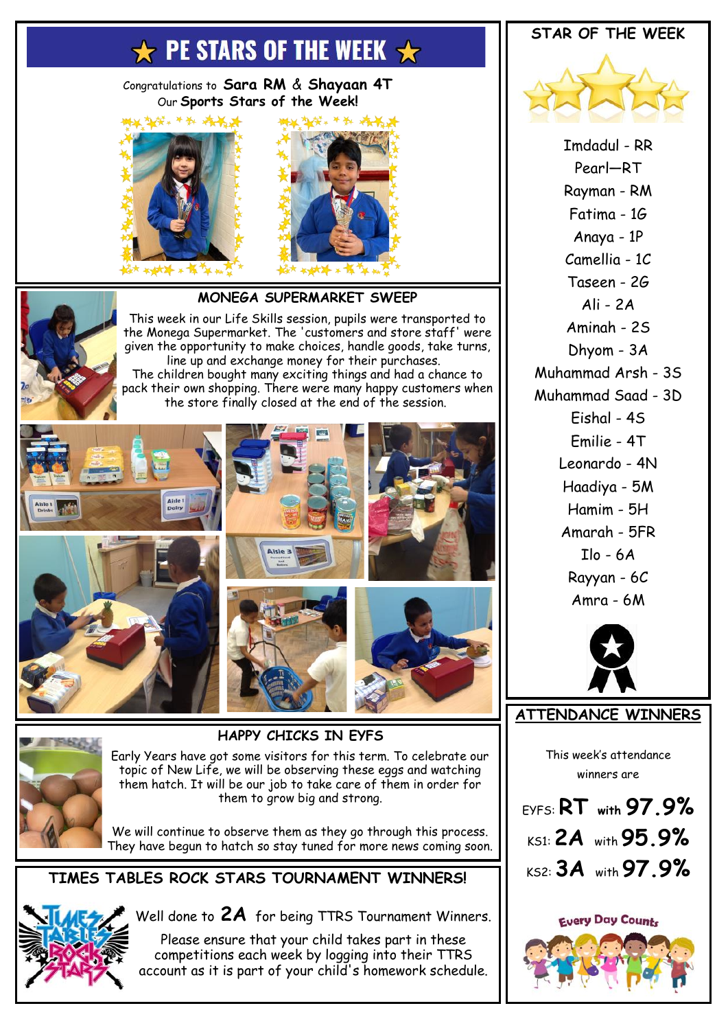# ★ PE STARS OF THE WEEK ★

Congratulations to **Sara RM** & **Shayaan 4T**
Our **Sports Stars of the Week!**

## MONEGA SUPERMARKET SWEEP

This week in our Life Skills session, pupils were transported to the Monega Supermarket. The 'customers and store staff' were given the opportunity to make choices, handle goods, take turns, line up and exchange money for their purchases.
The children bought many exciting things and had a chance to pack their own shopping. There were many happy customers when the store finally closed at the end of the session.

## HAPPY CHICKS IN EYFS

Early Years have got some visitors for this term. To celebrate our topic of New Life, we will be observing these eggs and watching them hatch. It will be our job to take care of them in order for them to grow big and strong.

We will continue to observe them as they go through this process. They have begun to hatch so stay tuned for more news coming soon.

## TIMES TABLES ROCK STARS TOURNAMENT WINNERS!

Well done to **2A** for being TTRS Tournament Winners.

Please ensure that your child takes part in these competitions each week by logging into their TTRS account as it is part of your child's homework schedule.

## STAR OF THE WEEK

Imdadul - RR
Pearl—RT
Rayman - RM
Fatima - 1G
Anaya - 1P
Camellia - 1C
Taseen - 2G
Ali - 2A
Aminah - 2S
Dhyom - 3A
Muhammad Arsh - 3S
Muhammad Saad - 3D
Eishal - 4S
Emilie - 4T
Leonardo - 4N
Haadiya - 5M
Hamim - 5H
Amarah - 5FR
Ilo - 6A
Rayyan - 6C
Amra - 6M

## ATTENDANCE WINNERS

This week's attendance winners are

EYFS: **RT** with **97.9%**
KS1: **2A** with **95.9%**
KS2: **3A** with **97.9%**

Every Day Counts